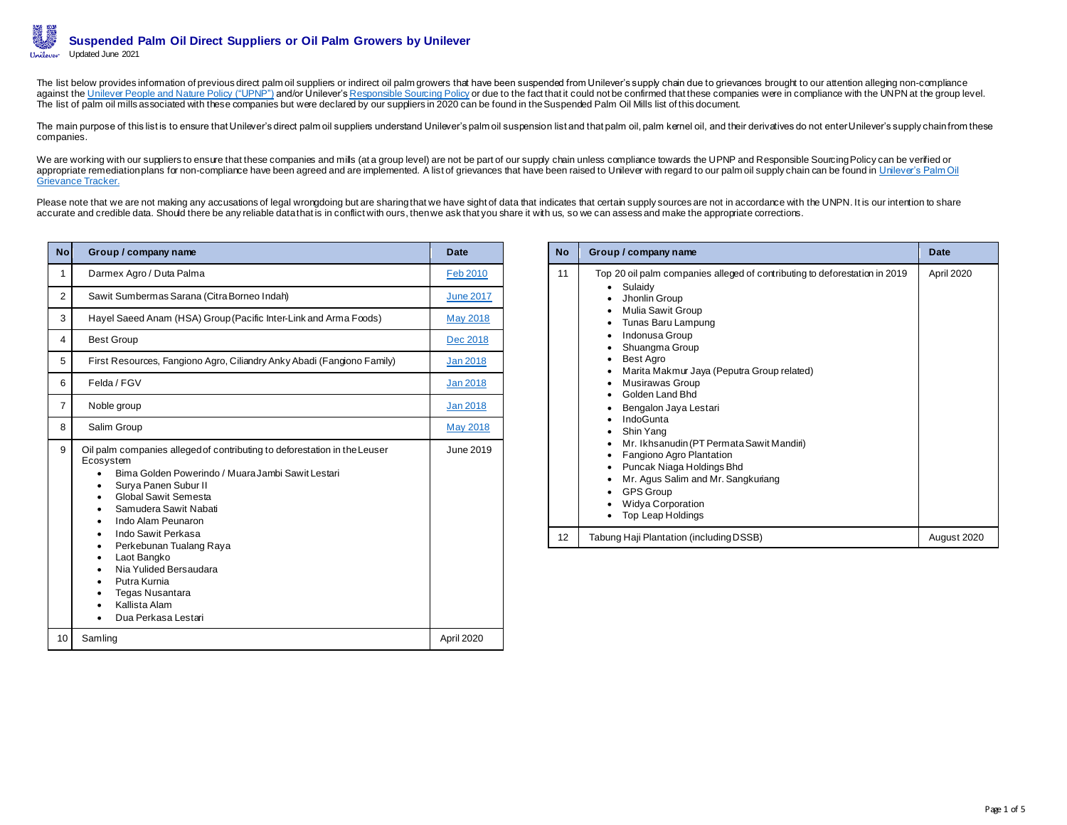# Suspended Palm Oil Direct Suppliers or Oil Palm Growers by Unilever

Updated June 2021

The list below provides information of previous direct palm oil suppliers or indirect oil palm growers that have been suspended from Unilever's supply chain due to grievances brought to our attention alleging non-compliance against the Unilever People and Nature Policy ("UPNP") and/or Unilever's Responsible Sourcing Policy or due to the fact that it could not be confirmed that these companies were in compliance with the UNPN at the group level. The list of palm oil mills associated with these companies but were declared by our suppliers in 2020 can be found in the Suspended Palm Oil Mills list of this document.

The main purpose of this list is to ensure that Unilever's direct palm oil suppliers understand Unilever's palm oil suspension list and that palm oil, palm kernel oil, and their derivatives do not enter Unilever's supply chain from these companies.

We are working with our suppliers to ensure that these companies and mills (at a group level) are not be part of our supply chain unless compliance towards the UPNP and Responsible Sourcing Policy can be verified or appropriate remediation plans for non-compliance have been agreed and are implemented. A list of grievances that have been raised to Unilever with regard to our palm oil supply chain can be found in Unilever's Palm Oil Grievance Tracker.

Please note that we are not making any accusations of legal wrongdoing but are sharing that we have sight of data that indicates that certain supply sources are not in accordance with the UNPN. It is our intention to share accurate and credible data. Should there be any reliable data that is in conflict with ours, then we ask that you share it with us, so we can assess and make the appropriate corrections.

| No | Group / company name | Date |
|---|---|---|
| 1 | Darmex Agro / Duta Palma | Feb 2010 |
| 2 | Sawit Sumbermas Sarana (Citra Borneo Indah) | June 2017 |
| 3 | Hayel Saeed Anam (HSA) Group (Pacific Inter-Link and Arma Foods) | May 2018 |
| 4 | Best Group | Dec 2018 |
| 5 | First Resources, Fangiono Agro, Ciliandry Anky Abadi (Fangiono Family) | Jan 2018 |
| 6 | Felda / FGV | Jan 2018 |
| 7 | Noble group | Jan 2018 |
| 8 | Salim Group | May 2018 |
| 9 | Oil palm companies alleged of contributing to deforestation in the Leuser Ecosystem<br>• Bima Golden Powerindo / Muara Jambi Sawit Lestari<br>• Surya Panen Subur II<br>• Global Sawit Semesta<br>• Samudera Sawit Nabati<br>• Indo Alam Peunaron<br>• Indo Sawit Perkasa<br>• Perkebunan Tualang Raya<br>• Laot Bangko<br>• Nia Yulided Bersaudara<br>• Putra Kurnia<br>• Tegas Nusantara<br>• Kallista Alam<br>• Dua Perkasa Lestari | June 2019 |
| 10 | Samling | April 2020 |
| 11 | Top 20 oil palm companies alleged of contributing to deforestation in 2019<br>• Sulaidy<br>• Jhonlin Group<br>• Mulia Sawit Group<br>• Tunas Baru Lampung<br>• Indonusa Group<br>• Shuangma Group<br>• Best Agro<br>• Marita Makmur Jaya (Peputra Group related)<br>• Musirawas Group<br>• Golden Land Bhd<br>• Bengalon Jaya Lestari<br>• IndoGunta<br>• Shin Yang<br>• Mr. Ikhsanudin (PT Permata Sawit Mandiri)<br>• Fangiono Agro Plantation<br>• Puncak Niaga Holdings Bhd<br>• Mr. Agus Salim and Mr. Sangkuriang<br>• GPS Group<br>• Widya Corporation<br>• Top Leap Holdings | April 2020 |
| 12 | Tabung Haji Plantation (including DSSB) | August 2020 |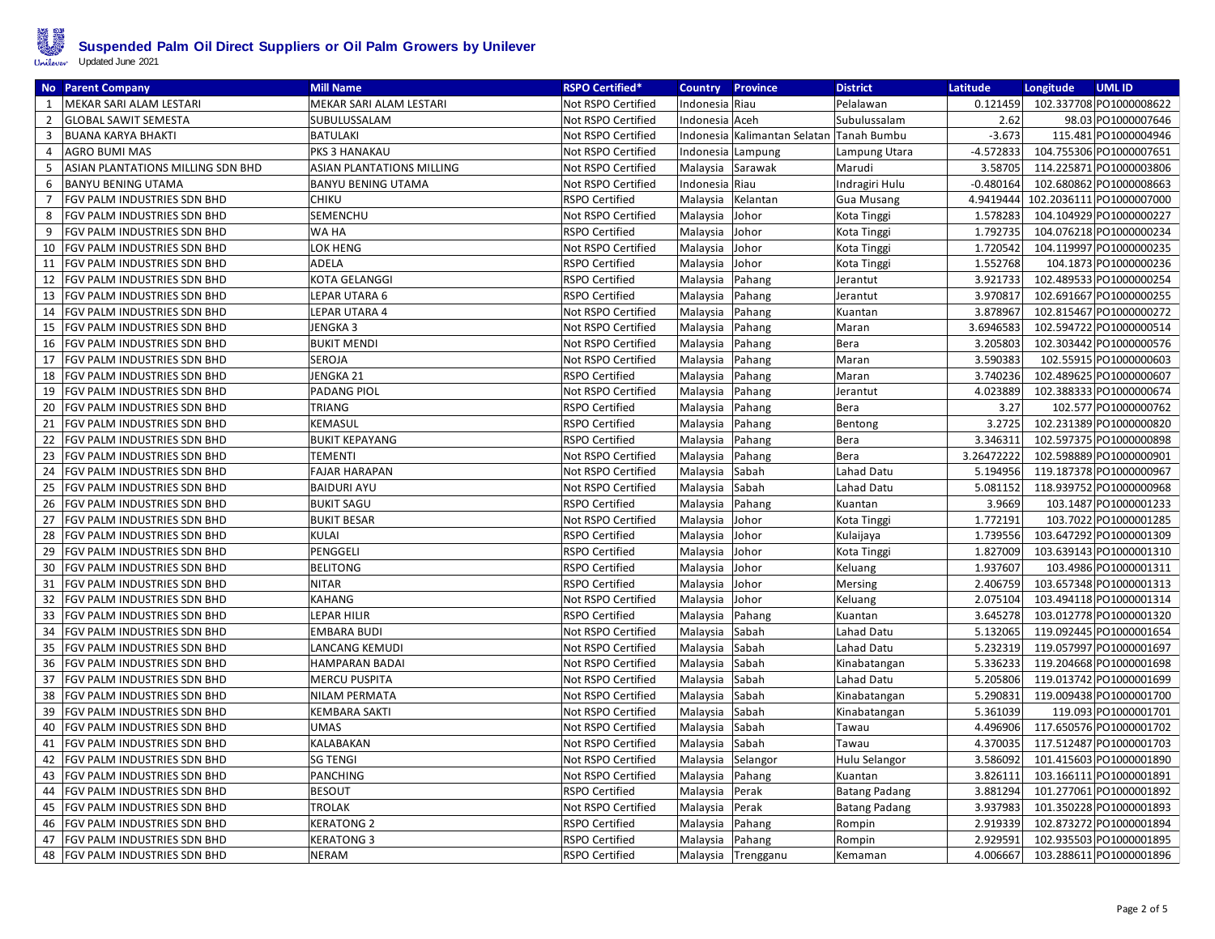# Suspended Palm Oil Direct Suppliers or Oil Palm Growers by Unilever

Updated June 2021

| No | Parent Company | Mill Name | RSPO Certified* | Country | Province | District | Latitude | Longitude | UML ID |
|---|---|---|---|---|---|---|---|---|---|
| 1 | MEKAR SARI ALAM LESTARI | MEKAR SARI ALAM LESTARI | Not RSPO Certified | Indonesia | Riau | Pelalawan | 0.121459 | 102.337708 | PO1000008622 |
| 2 | GLOBAL SAWIT SEMESTA | SUBULUSSALAM | Not RSPO Certified | Indonesia | Aceh | Subulussalam | 2.62 | 98.03 | PO1000007646 |
| 3 | BUANA KARYA BHAKTI | BATULAKI | Not RSPO Certified | Indonesia | Kalimantan Selatan | Tanah Bumbu | -3.673 | 115.481 | PO1000004946 |
| 4 | AGRO BUMI MAS | PKS 3 HANAKAU | Not RSPO Certified | Indonesia | Lampung | Lampung Utara | -4.572833 | 104.755306 | PO1000007651 |
| 5 | ASIAN PLANTATIONS MILLING SDN BHD | ASIAN PLANTATIONS MILLING | Not RSPO Certified | Malaysia | Sarawak | Marudi | 3.58705 | 114.225871 | PO1000003806 |
| 6 | BANYU BENING UTAMA | BANYU BENING UTAMA | Not RSPO Certified | Indonesia | Riau | Indragiri Hulu | -0.480164 | 102.680862 | PO1000008663 |
| 7 | FGV PALM INDUSTRIES SDN BHD | CHIKU | RSPO Certified | Malaysia | Kelantan | Gua Musang | 4.9419444 | 102.2036111 | PO1000007000 |
| 8 | FGV PALM INDUSTRIES SDN BHD | SEMENCHU | Not RSPO Certified | Malaysia | Johor | Kota Tinggi | 1.578283 | 104.104929 | PO1000000227 |
| 9 | FGV PALM INDUSTRIES SDN BHD | WA HA | RSPO Certified | Malaysia | Johor | Kota Tinggi | 1.792735 | 104.076218 | PO1000000234 |
| 10 | FGV PALM INDUSTRIES SDN BHD | LOK HENG | Not RSPO Certified | Malaysia | Johor | Kota Tinggi | 1.720542 | 104.119997 | PO1000000235 |
| 11 | FGV PALM INDUSTRIES SDN BHD | ADELA | RSPO Certified | Malaysia | Johor | Kota Tinggi | 1.552768 | 104.1873 | PO1000000236 |
| 12 | FGV PALM INDUSTRIES SDN BHD | KOTA GELANGGI | RSPO Certified | Malaysia | Pahang | Jerantut | 3.921733 | 102.489533 | PO1000000254 |
| 13 | FGV PALM INDUSTRIES SDN BHD | LEPAR UTARA 6 | RSPO Certified | Malaysia | Pahang | Jerantut | 3.970817 | 102.691667 | PO1000000255 |
| 14 | FGV PALM INDUSTRIES SDN BHD | LEPAR UTARA 4 | Not RSPO Certified | Malaysia | Pahang | Kuantan | 3.878967 | 102.815467 | PO1000000272 |
| 15 | FGV PALM INDUSTRIES SDN BHD | JENGKA 3 | Not RSPO Certified | Malaysia | Pahang | Maran | 3.6946583 | 102.594722 | PO1000000514 |
| 16 | FGV PALM INDUSTRIES SDN BHD | BUKIT MENDI | Not RSPO Certified | Malaysia | Pahang | Bera | 3.205803 | 102.303442 | PO1000000576 |
| 17 | FGV PALM INDUSTRIES SDN BHD | SEROJA | Not RSPO Certified | Malaysia | Pahang | Maran | 3.590383 | 102.55915 | PO1000000603 |
| 18 | FGV PALM INDUSTRIES SDN BHD | JENGKA 21 | RSPO Certified | Malaysia | Pahang | Maran | 3.740236 | 102.489625 | PO1000000607 |
| 19 | FGV PALM INDUSTRIES SDN BHD | PADANG PIOL | Not RSPO Certified | Malaysia | Pahang | Jerantut | 4.023889 | 102.388333 | PO1000000674 |
| 20 | FGV PALM INDUSTRIES SDN BHD | TRIANG | RSPO Certified | Malaysia | Pahang | Bera | 3.27 | 102.577 | PO1000000762 |
| 21 | FGV PALM INDUSTRIES SDN BHD | KEMASUL | RSPO Certified | Malaysia | Pahang | Bentong | 3.2725 | 102.231389 | PO1000000820 |
| 22 | FGV PALM INDUSTRIES SDN BHD | BUKIT KEPAYANG | RSPO Certified | Malaysia | Pahang | Bera | 3.346311 | 102.597375 | PO1000000898 |
| 23 | FGV PALM INDUSTRIES SDN BHD | TEMENTI | Not RSPO Certified | Malaysia | Pahang | Bera | 3.26472222 | 102.598889 | PO1000000901 |
| 24 | FGV PALM INDUSTRIES SDN BHD | FAJAR HARAPAN | Not RSPO Certified | Malaysia | Sabah | Lahad Datu | 5.194956 | 119.187378 | PO1000000967 |
| 25 | FGV PALM INDUSTRIES SDN BHD | BAIDURI AYU | Not RSPO Certified | Malaysia | Sabah | Lahad Datu | 5.081152 | 118.939752 | PO1000000968 |
| 26 | FGV PALM INDUSTRIES SDN BHD | BUKIT SAGU | RSPO Certified | Malaysia | Pahang | Kuantan | 3.9669 | 103.1487 | PO1000001233 |
| 27 | FGV PALM INDUSTRIES SDN BHD | BUKIT BESAR | Not RSPO Certified | Malaysia | Johor | Kota Tinggi | 1.772191 | 103.7022 | PO1000001285 |
| 28 | FGV PALM INDUSTRIES SDN BHD | KULAI | RSPO Certified | Malaysia | Johor | Kulaijaya | 1.739556 | 103.647292 | PO1000001309 |
| 29 | FGV PALM INDUSTRIES SDN BHD | PENGGELI | RSPO Certified | Malaysia | Johor | Kota Tinggi | 1.827009 | 103.639143 | PO1000001310 |
| 30 | FGV PALM INDUSTRIES SDN BHD | BELITONG | RSPO Certified | Malaysia | Johor | Keluang | 1.937607 | 103.4986 | PO1000001311 |
| 31 | FGV PALM INDUSTRIES SDN BHD | NITAR | RSPO Certified | Malaysia | Johor | Mersing | 2.406759 | 103.657348 | PO1000001313 |
| 32 | FGV PALM INDUSTRIES SDN BHD | KAHANG | Not RSPO Certified | Malaysia | Johor | Keluang | 2.075104 | 103.494118 | PO1000001314 |
| 33 | FGV PALM INDUSTRIES SDN BHD | LEPAR HILIR | RSPO Certified | Malaysia | Pahang | Kuantan | 3.645278 | 103.012778 | PO1000001320 |
| 34 | FGV PALM INDUSTRIES SDN BHD | EMBARA BUDI | Not RSPO Certified | Malaysia | Sabah | Lahad Datu | 5.132065 | 119.092445 | PO1000001654 |
| 35 | FGV PALM INDUSTRIES SDN BHD | LANCANG KEMUDI | Not RSPO Certified | Malaysia | Sabah | Lahad Datu | 5.232319 | 119.057997 | PO1000001697 |
| 36 | FGV PALM INDUSTRIES SDN BHD | HAMPARAN BADAI | Not RSPO Certified | Malaysia | Sabah | Kinabatangan | 5.336233 | 119.204668 | PO1000001698 |
| 37 | FGV PALM INDUSTRIES SDN BHD | MERCU PUSPITA | Not RSPO Certified | Malaysia | Sabah | Lahad Datu | 5.205806 | 119.013742 | PO1000001699 |
| 38 | FGV PALM INDUSTRIES SDN BHD | NILAM PERMATA | Not RSPO Certified | Malaysia | Sabah | Kinabatangan | 5.290831 | 119.009438 | PO1000001700 |
| 39 | FGV PALM INDUSTRIES SDN BHD | KEMBARA SAKTI | Not RSPO Certified | Malaysia | Sabah | Kinabatangan | 5.361039 | 119.093 | PO1000001701 |
| 40 | FGV PALM INDUSTRIES SDN BHD | UMAS | Not RSPO Certified | Malaysia | Sabah | Tawau | 4.496906 | 117.650576 | PO1000001702 |
| 41 | FGV PALM INDUSTRIES SDN BHD | KALABAKAN | Not RSPO Certified | Malaysia | Sabah | Tawau | 4.370035 | 117.512487 | PO1000001703 |
| 42 | FGV PALM INDUSTRIES SDN BHD | SG TENGI | Not RSPO Certified | Malaysia | Selangor | Hulu Selangor | 3.586092 | 101.415603 | PO1000001890 |
| 43 | FGV PALM INDUSTRIES SDN BHD | PANCHING | Not RSPO Certified | Malaysia | Pahang | Kuantan | 3.826111 | 103.166111 | PO1000001891 |
| 44 | FGV PALM INDUSTRIES SDN BHD | BESOUT | RSPO Certified | Malaysia | Perak | Batang Padang | 3.881294 | 101.277061 | PO1000001892 |
| 45 | FGV PALM INDUSTRIES SDN BHD | TROLAK | Not RSPO Certified | Malaysia | Perak | Batang Padang | 3.937983 | 101.350228 | PO1000001893 |
| 46 | FGV PALM INDUSTRIES SDN BHD | KERATONG 2 | RSPO Certified | Malaysia | Pahang | Rompin | 2.919339 | 102.873272 | PO1000001894 |
| 47 | FGV PALM INDUSTRIES SDN BHD | KERATONG 3 | RSPO Certified | Malaysia | Pahang | Rompin | 2.929591 | 102.935503 | PO1000001895 |
| 48 | FGV PALM INDUSTRIES SDN BHD | NERAM | RSPO Certified | Malaysia | Trengganu | Kemaman | 4.006667 | 103.288611 | PO1000001896 |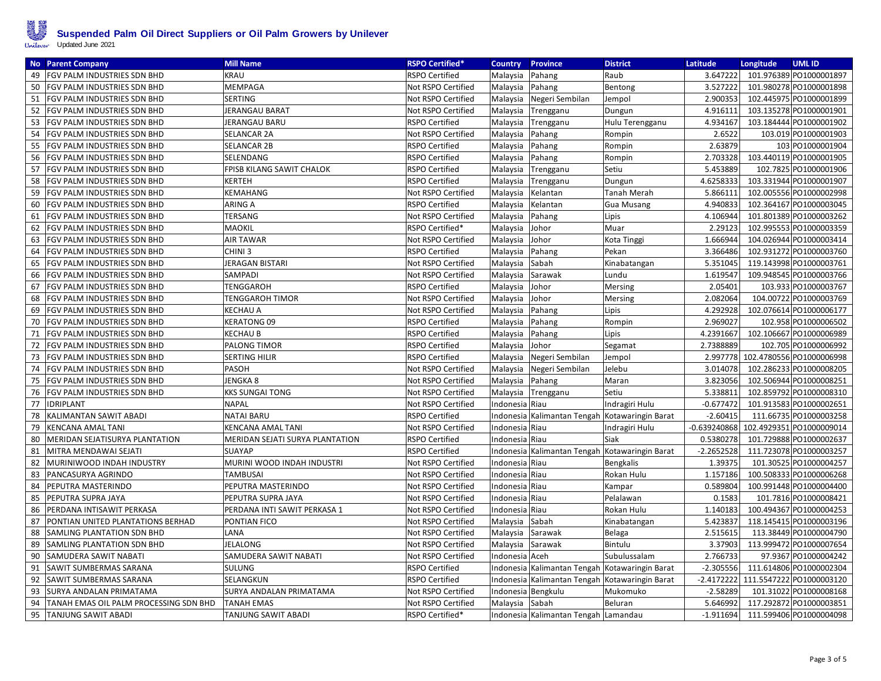# Suspended Palm Oil Direct Suppliers or Oil Palm Growers by Unilever

Updated June 2021

| No | Parent Company | Mill Name | RSPO Certified* | Country | Province | District | Latitude | Longitude | UML ID |
|---|---|---|---|---|---|---|---|---|---|
| 49 | FGV PALM INDUSTRIES SDN BHD | KRAU | RSPO Certified | Malaysia | Pahang | Raub | 3.647222 | 101.976389 | PO1000001897 |
| 50 | FGV PALM INDUSTRIES SDN BHD | MEMPAGA | Not RSPO Certified | Malaysia | Pahang | Bentong | 3.527222 | 101.980278 | PO1000001898 |
| 51 | FGV PALM INDUSTRIES SDN BHD | SERTING | Not RSPO Certified | Malaysia | Negeri Sembilan | Jempol | 2.900353 | 102.445975 | PO1000001899 |
| 52 | FGV PALM INDUSTRIES SDN BHD | JERANGAU BARAT | Not RSPO Certified | Malaysia | Trengganu | Dungun | 4.916111 | 103.135278 | PO1000001901 |
| 53 | FGV PALM INDUSTRIES SDN BHD | JERANGAU BARU | RSPO Certified | Malaysia | Trengganu | Hulu Terengganu | 4.934167 | 103.184444 | PO1000001902 |
| 54 | FGV PALM INDUSTRIES SDN BHD | SELANCAR 2A | Not RSPO Certified | Malaysia | Pahang | Rompin | 2.6522 | 103.019 | PO1000001903 |
| 55 | FGV PALM INDUSTRIES SDN BHD | SELANCAR 2B | RSPO Certified | Malaysia | Pahang | Rompin | 2.63879 | 103 | PO1000001904 |
| 56 | FGV PALM INDUSTRIES SDN BHD | SELENDANG | RSPO Certified | Malaysia | Pahang | Rompin | 2.703328 | 103.440119 | PO1000001905 |
| 57 | FGV PALM INDUSTRIES SDN BHD | FPISB KILANG SAWIT CHALOK | RSPO Certified | Malaysia | Trengganu | Setiu | 5.453889 | 102.7825 | PO1000001906 |
| 58 | FGV PALM INDUSTRIES SDN BHD | KERTEH | RSPO Certified | Malaysia | Trengganu | Dungun | 4.6258333 | 103.331944 | PO1000001907 |
| 59 | FGV PALM INDUSTRIES SDN BHD | KEMAHANG | Not RSPO Certified | Malaysia | Kelantan | Tanah Merah | 5.866111 | 102.005556 | PO1000002998 |
| 60 | FGV PALM INDUSTRIES SDN BHD | ARING A | RSPO Certified | Malaysia | Kelantan | Gua Musang | 4.940833 | 102.364167 | PO1000003045 |
| 61 | FGV PALM INDUSTRIES SDN BHD | TERSANG | Not RSPO Certified | Malaysia | Pahang | Lipis | 4.106944 | 101.801389 | PO1000003262 |
| 62 | FGV PALM INDUSTRIES SDN BHD | MAOKIL | RSPO Certified* | Malaysia | Johor | Muar | 2.29123 | 102.995553 | PO1000003359 |
| 63 | FGV PALM INDUSTRIES SDN BHD | AIR TAWAR | Not RSPO Certified | Malaysia | Johor | Kota Tinggi | 1.666944 | 104.026944 | PO1000003414 |
| 64 | FGV PALM INDUSTRIES SDN BHD | CHINI 3 | RSPO Certified | Malaysia | Pahang | Pekan | 3.366486 | 102.931272 | PO1000003760 |
| 65 | FGV PALM INDUSTRIES SDN BHD | JERAGAN BISTARI | Not RSPO Certified | Malaysia | Sabah | Kinabatangan | 5.351045 | 119.143998 | PO1000003761 |
| 66 | FGV PALM INDUSTRIES SDN BHD | SAMPADI | Not RSPO Certified | Malaysia | Sarawak | Lundu | 1.619547 | 109.948545 | PO1000003766 |
| 67 | FGV PALM INDUSTRIES SDN BHD | TENGGAROH | RSPO Certified | Malaysia | Johor | Mersing | 2.05401 | 103.933 | PO1000003767 |
| 68 | FGV PALM INDUSTRIES SDN BHD | TENGGAROH TIMOR | Not RSPO Certified | Malaysia | Johor | Mersing | 2.082064 | 104.00722 | PO1000003769 |
| 69 | FGV PALM INDUSTRIES SDN BHD | KECHAU A | Not RSPO Certified | Malaysia | Pahang | Lipis | 4.292928 | 102.076614 | PO1000006177 |
| 70 | FGV PALM INDUSTRIES SDN BHD | KERATONG 09 | RSPO Certified | Malaysia | Pahang | Rompin | 2.969027 | 102.958 | PO1000006502 |
| 71 | FGV PALM INDUSTRIES SDN BHD | KECHAU B | RSPO Certified | Malaysia | Pahang | Lipis | 4.2391667 | 102.106667 | PO1000006989 |
| 72 | FGV PALM INDUSTRIES SDN BHD | PALONG TIMOR | RSPO Certified | Malaysia | Johor | Segamat | 2.7388889 | 102.705 | PO1000006992 |
| 73 | FGV PALM INDUSTRIES SDN BHD | SERTING HILIR | RSPO Certified | Malaysia | Negeri Sembilan | Jempol | 2.997778 | 102.4780556 | PO1000006998 |
| 74 | FGV PALM INDUSTRIES SDN BHD | PASOH | Not RSPO Certified | Malaysia | Negeri Sembilan | Jelebu | 3.014078 | 102.286233 | PO1000008205 |
| 75 | FGV PALM INDUSTRIES SDN BHD | JENGKA 8 | Not RSPO Certified | Malaysia | Pahang | Maran | 3.823056 | 102.506944 | PO1000008251 |
| 76 | FGV PALM INDUSTRIES SDN BHD | KKS SUNGAI TONG | Not RSPO Certified | Malaysia | Trengganu | Setiu | 5.338811 | 102.859792 | PO1000008310 |
| 77 | IDRIPLANT | NAPAL | Not RSPO Certified | Indonesia | Riau | Indragiri Hulu | -0.677472 | 101.913583 | PO1000002651 |
| 78 | KALIMANTAN SAWIT ABADI | NATAI BARU | RSPO Certified | Indonesia | Kalimantan Tengah | Kotawaringin Barat | -2.60415 | 111.66735 | PO1000003258 |
| 79 | KENCANA AMAL TANI | KENCANA AMAL TANI | Not RSPO Certified | Indonesia | Riau | Indragiri Hulu | -0.639240868 | 102.4929351 | PO1000009014 |
| 80 | MERIDAN SEJATISURYA PLANTATION | MERIDAN SEJATI SURYA PLANTATION | RSPO Certified | Indonesia | Riau | Siak | 0.5380278 | 101.729888 | PO1000002637 |
| 81 | MITRA MENDAWAI SEJATI | SUAYAP | RSPO Certified | Indonesia | Kalimantan Tengah | Kotawaringin Barat | -2.2652528 | 111.723078 | PO1000003257 |
| 82 | MURINIWOOD INDAH INDUSTRY | MURINI WOOD INDAH INDUSTRI | Not RSPO Certified | Indonesia | Riau | Bengkalis | 1.39375 | 101.30525 | PO1000004257 |
| 83 | PANCASURYA AGRINDO | TAMBUSAI | Not RSPO Certified | Indonesia | Riau | Rokan Hulu | 1.157186 | 100.508333 | PO1000006268 |
| 84 | PEPUTRA MASTERINDO | PEPUTRA MASTERINDO | Not RSPO Certified | Indonesia | Riau | Kampar | 0.589804 | 100.991448 | PO1000004400 |
| 85 | PEPUTRA SUPRA JAYA | PEPUTRA SUPRA JAYA | Not RSPO Certified | Indonesia | Riau | Pelalawan | 0.1583 | 101.7816 | PO1000008421 |
| 86 | PERDANA INTISAWIT PERKASA | PERDANA INTI SAWIT PERKASA 1 | Not RSPO Certified | Indonesia | Riau | Rokan Hulu | 1.140183 | 100.494367 | PO1000004253 |
| 87 | PONTIAN UNITED PLANTATIONS BERHAD | PONTIAN FICO | Not RSPO Certified | Malaysia | Sabah | Kinabatangan | 5.423837 | 118.145415 | PO1000003196 |
| 88 | SAMLING PLANTATION SDN BHD | LANA | Not RSPO Certified | Malaysia | Sarawak | Belaga | 2.515615 | 113.38449 | PO1000004790 |
| 89 | SAMLING PLANTATION SDN BHD | JELALONG | Not RSPO Certified | Malaysia | Sarawak | Bintulu | 3.37903 | 113.999472 | PO1000007654 |
| 90 | SAMUDERA SAWIT NABATI | SAMUDERA SAWIT NABATI | Not RSPO Certified | Indonesia | Aceh | Subulussalam | 2.766733 | 97.9367 | PO1000004242 |
| 91 | SAWIT SUMBERMAS SARANA | SULUNG | RSPO Certified | Indonesia | Kalimantan Tengah | Kotawaringin Barat | -2.305556 | 111.614806 | PO1000002304 |
| 92 | SAWIT SUMBERMAS SARANA | SELANGKUN | RSPO Certified | Indonesia | Kalimantan Tengah | Kotawaringin Barat | -2.4172222 | 111.5547222 | PO1000003120 |
| 93 | SURYA ANDALAN PRIMATAMA | SURYA ANDALAN PRIMATAMA | Not RSPO Certified | Indonesia | Bengkulu | Mukomuko | -2.58289 | 101.31022 | PO1000008168 |
| 94 | TANAH EMAS OIL PALM PROCESSING SDN BHD | TANAH EMAS | Not RSPO Certified | Malaysia | Sabah | Beluran | 5.646992 | 117.292872 | PO1000003851 |
| 95 | TANJUNG SAWIT ABADI | TANJUNG SAWIT ABADI | RSPO Certified* | Indonesia | Kalimantan Tengah | Lamandau | -1.911694 | 111.599406 | PO1000004098 |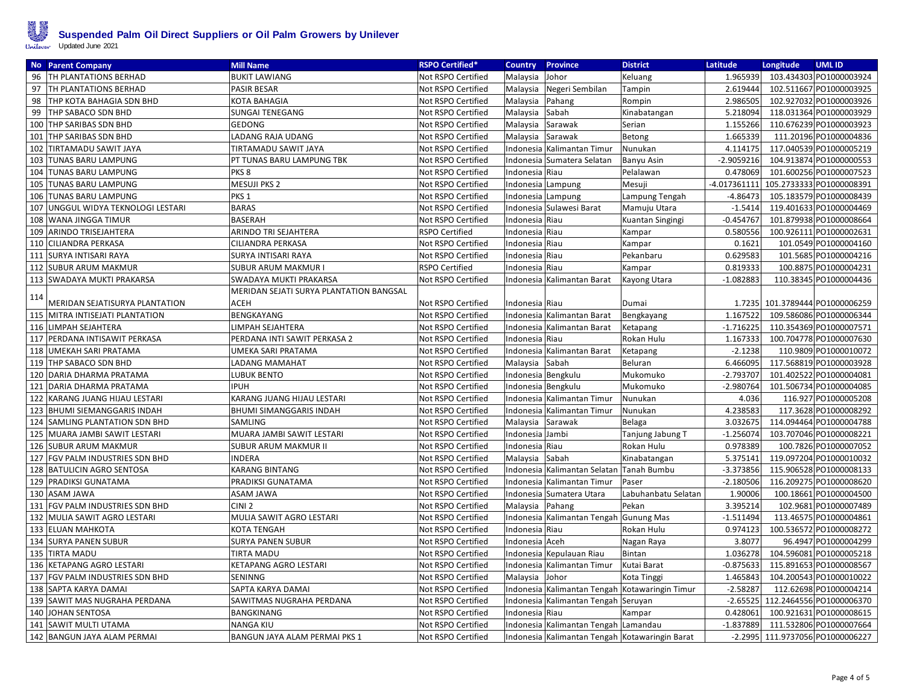# Suspended Palm Oil Direct Suppliers or Oil Palm Growers by Unilever

Updated June 2021

| No | Parent Company | Mill Name | RSPO Certified* | Country | Province | District | Latitude | Longitude | UML ID |
|---|---|---|---|---|---|---|---|---|---|
| 96 | TH PLANTATIONS BERHAD | BUKIT LAWIANG | Not RSPO Certified | Malaysia | Johor | Keluang | 1.965939 | 103.434303 | PO1000003924 |
| 97 | TH PLANTATIONS BERHAD | PASIR BESAR | Not RSPO Certified | Malaysia | Negeri Sembilan | Tampin | 2.619444 | 102.511667 | PO1000003925 |
| 98 | THP KOTA BAHAGIA SDN BHD | KOTA BAHAGIA | Not RSPO Certified | Malaysia | Pahang | Rompin | 2.986505 | 102.927032 | PO1000003926 |
| 99 | THP SABACO SDN BHD | SUNGAI TENEGANG | Not RSPO Certified | Malaysia | Sabah | Kinabatangan | 5.218094 | 118.031364 | PO1000003929 |
| 100 | THP SARIBAS SDN BHD | GEDONG | Not RSPO Certified | Malaysia | Sarawak | Serian | 1.155266 | 110.676239 | PO1000003923 |
| 101 | THP SARIBAS SDN BHD | LADANG RAJA UDANG | Not RSPO Certified | Malaysia | Sarawak | Betong | 1.665339 | 111.20196 | PO1000004836 |
| 102 | TIRTAMADU SAWIT JAYA | TIRTAMADU SAWIT JAYA | Not RSPO Certified | Indonesia | Kalimantan Timur | Nunukan | 4.114175 | 117.040539 | PO1000005219 |
| 103 | TUNAS BARU LAMPUNG | PT TUNAS BARU LAMPUNG TBK | Not RSPO Certified | Indonesia | Sumatera Selatan | Banyu Asin | -2.9059216 | 104.913874 | PO1000000553 |
| 104 | TUNAS BARU LAMPUNG | PKS 8 | Not RSPO Certified | Indonesia | Riau | Pelalawan | 0.478069 | 101.600256 | PO1000007523 |
| 105 | TUNAS BARU LAMPUNG | MESUJI PKS 2 | Not RSPO Certified | Indonesia | Lampung | Mesuji | -4.017361111 | 105.2733333 | PO1000008391 |
| 106 | TUNAS BARU LAMPUNG | PKS 1 | Not RSPO Certified | Indonesia | Lampung | Lampung Tengah | -4.86473 | 105.183579 | PO1000008439 |
| 107 | UNGGUL WIDYA TEKNOLOGI LESTARI | BARAS | Not RSPO Certified | Indonesia | Sulawesi Barat | Mamuju Utara | -1.5414 | 119.401633 | PO1000004469 |
| 108 | WANA JINGGA TIMUR | BASERAH | Not RSPO Certified | Indonesia | Riau | Kuantan Singingi | -0.454767 | 101.879938 | PO1000008664 |
| 109 | ARINDO TRISEJAHTERA | ARINDO TRI SEJAHTERA | RSPO Certified | Indonesia | Riau | Kampar | 0.580556 | 100.926111 | PO1000002631 |
| 110 | CILIANDRA PERKASA | CILIANDRA PERKASA | Not RSPO Certified | Indonesia | Riau | Kampar | 0.1621 | 101.0549 | PO1000004160 |
| 111 | SURYA INTISARI RAYA | SURYA INTISARI RAYA | Not RSPO Certified | Indonesia | Riau | Pekanbaru | 0.629583 | 101.5685 | PO1000004216 |
| 112 | SUBUR ARUM MAKMUR | SUBUR ARUM MAKMUR I | RSPO Certified | Indonesia | Riau | Kampar | 0.819333 | 100.8875 | PO1000004231 |
| 113 | SWADAYA MUKTI PRAKARSA | SWADAYA MUKTI PRAKARSA | Not RSPO Certified | Indonesia | Kalimantan Barat | Kayong Utara | -1.082883 | 110.38345 | PO1000004436 |
| 114 | MERIDAN SEJATISURYA PLANTATION | MERIDAN SEJATI SURYA PLANTATION BANGSAL ACEH | Not RSPO Certified | Indonesia | Riau | Dumai | 1.7235 | 101.3789444 | PO1000006259 |
| 115 | MITRA INTISEJATI PLANTATION | BENGKAYANG | Not RSPO Certified | Indonesia | Kalimantan Barat | Bengkayang | 1.167522 | 109.586086 | PO1000006344 |
| 116 | LIMPAH SEJAHTERA | LIMPAH SEJAHTERA | Not RSPO Certified | Indonesia | Kalimantan Barat | Ketapang | -1.716225 | 110.354369 | PO1000007571 |
| 117 | PERDANA INTISAWIT PERKASA | PERDANA INTI SAWIT PERKASA 2 | Not RSPO Certified | Indonesia | Riau | Rokan Hulu | 1.167333 | 100.704778 | PO1000007630 |
| 118 | UMEKAH SARI PRATAMA | UMEKA SARI PRATAMA | Not RSPO Certified | Indonesia | Kalimantan Barat | Ketapang | -2.1238 | 110.9809 | PO1000010072 |
| 119 | THP SABACO SDN BHD | LADANG MAMAHAT | Not RSPO Certified | Malaysia | Sabah | Beluran | 6.466095 | 117.568819 | PO1000003928 |
| 120 | DARIA DHARMA PRATAMA | LUBUK BENTO | Not RSPO Certified | Indonesia | Bengkulu | Mukomuko | -2.793707 | 101.402522 | PO1000004081 |
| 121 | DARIA DHARMA PRATAMA | IPUH | Not RSPO Certified | Indonesia | Bengkulu | Mukomuko | -2.980764 | 101.506734 | PO1000004085 |
| 122 | KARANG JUANG HIJAU LESTARI | KARANG JUANG HIJAU LESTARI | Not RSPO Certified | Indonesia | Kalimantan Timur | Nunukan | 4.036 | 116.927 | PO1000005208 |
| 123 | BHUMI SIEMANGGARIS INDAH | BHUMI SIMANGGARIS INDAH | Not RSPO Certified | Indonesia | Kalimantan Timur | Nunukan | 4.238583 | 117.3628 | PO1000008292 |
| 124 | SAMLING PLANTATION SDN BHD | SAMLING | Not RSPO Certified | Malaysia | Sarawak | Belaga | 3.032675 | 114.094464 | PO1000004788 |
| 125 | MUARA JAMBI SAWIT LESTARI | MUARA JAMBI SAWIT LESTARI | Not RSPO Certified | Indonesia | Jambi | Tanjung Jabung T | -1.256074 | 103.707046 | PO1000008221 |
| 126 | SUBUR ARUM MAKMUR | SUBUR ARUM MAKMUR II | Not RSPO Certified | Indonesia | Riau | Rokan Hulu | 0.978389 | 100.7826 | PO1000007052 |
| 127 | FGV PALM INDUSTRIES SDN BHD | INDERA | Not RSPO Certified | Malaysia | Sabah | Kinabatangan | 5.375141 | 119.097204 | PO1000010032 |
| 128 | BATULICIN AGRO SENTOSA | KARANG BINTANG | Not RSPO Certified | Indonesia | Kalimantan Selatan | Tanah Bumbu | -3.373856 | 115.906528 | PO1000008133 |
| 129 | PRADIKSI GUNATAMA | PRADIKSI GUNATAMA | Not RSPO Certified | Indonesia | Kalimantan Timur | Paser | -2.180506 | 116.209275 | PO1000008620 |
| 130 | ASAM JAWA | ASAM JAWA | Not RSPO Certified | Indonesia | Sumatera Utara | Labuhanbatu Selatan | 1.90006 | 100.18661 | PO1000004500 |
| 131 | FGV PALM INDUSTRIES SDN BHD | CINI 2 | Not RSPO Certified | Malaysia | Pahang | Pekan | 3.395214 | 102.9681 | PO1000007489 |
| 132 | MULIA SAWIT AGRO LESTARI | MULIA SAWIT AGRO LESTARI | Not RSPO Certified | Indonesia | Kalimantan Tengah | Gunung Mas | -1.511494 | 113.46575 | PO1000004861 |
| 133 | ELUAN MAHKOTA | KOTA TENGAH | Not RSPO Certified | Indonesia | Riau | Rokan Hulu | 0.974123 | 100.536572 | PO1000008272 |
| 134 | SURYA PANEN SUBUR | SURYA PANEN SUBUR | Not RSPO Certified | Indonesia | Aceh | Nagan Raya | 3.8077 | 96.4947 | PO1000004299 |
| 135 | TIRTA MADU | TIRTA MADU | Not RSPO Certified | Indonesia | Kepulauan Riau | Bintan | 1.036278 | 104.596081 | PO1000005218 |
| 136 | KETAPANG AGRO LESTARI | KETAPANG AGRO LESTARI | Not RSPO Certified | Indonesia | Kalimantan Timur | Kutai Barat | -0.875633 | 115.891653 | PO1000008567 |
| 137 | FGV PALM INDUSTRIES SDN BHD | SENINNG | Not RSPO Certified | Malaysia | Johor | Kota Tinggi | 1.465843 | 104.200543 | PO1000010022 |
| 138 | SAPTA KARYA DAMAI | SAPTA KARYA DAMAI | Not RSPO Certified | Indonesia | Kalimantan Tengah | Kotawaringin Timur | -2.58287 | 112.62698 | PO1000004214 |
| 139 | SAWIT MAS NUGRAHA PERDANA | SAWITMAS NUGRAHA PERDANA | Not RSPO Certified | Indonesia | Kalimantan Tengah | Seruyan | -2.65525 | 112.2464556 | PO1000006370 |
| 140 | JOHAN SENTOSA | BANGKINANG | Not RSPO Certified | Indonesia | Riau | Kampar | 0.428061 | 100.921631 | PO1000008615 |
| 141 | SAWIT MULTI UTAMA | NANGA KIU | Not RSPO Certified | Indonesia | Kalimantan Tengah | Lamandau | -1.837889 | 111.532806 | PO1000007664 |
| 142 | BANGUN JAYA ALAM PERMAI | BANGUN JAYA ALAM PERMAI PKS 1 | Not RSPO Certified | Indonesia | Kalimantan Tengah | Kotawaringin Barat | -2.2995 | 111.9737056 | PO1000006227 |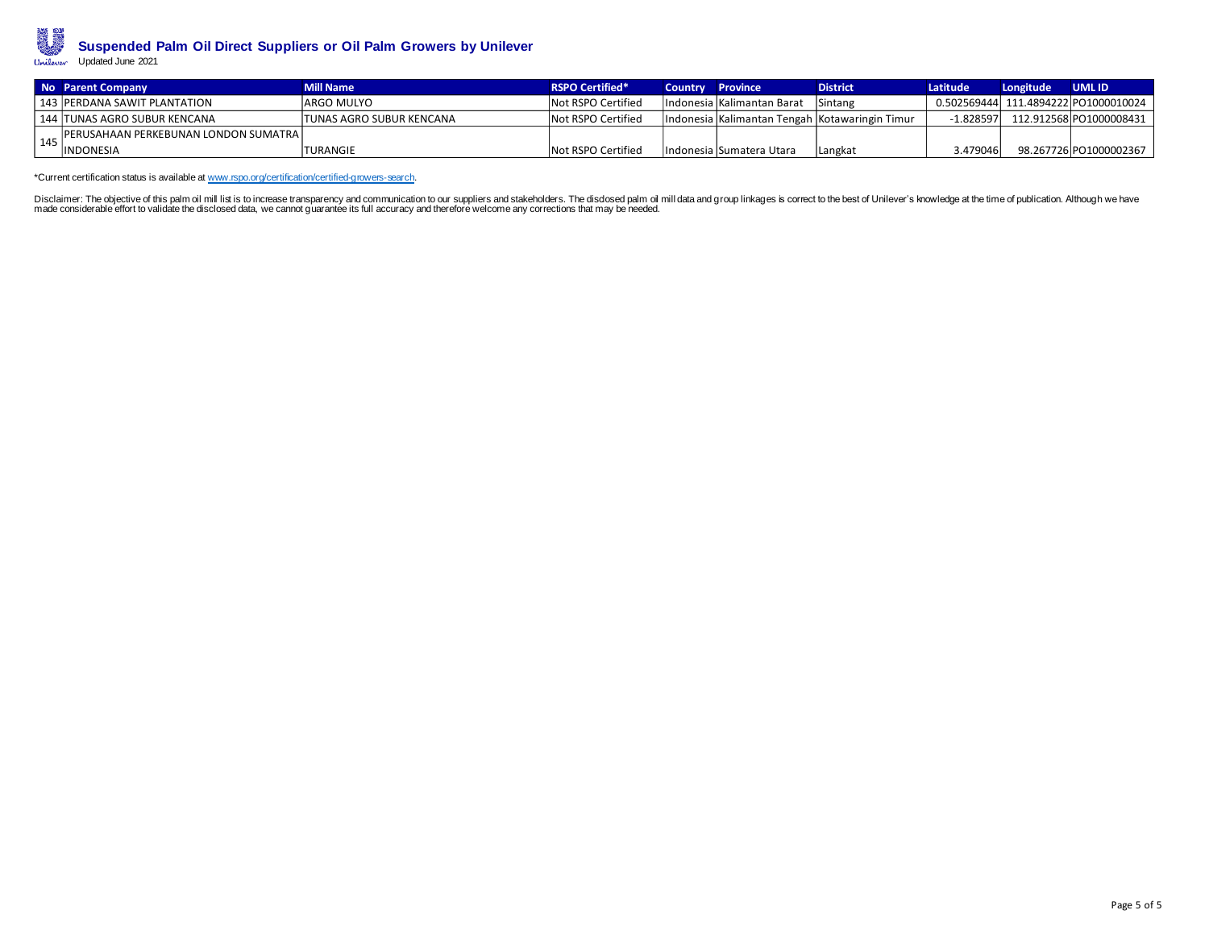# Suspended Palm Oil Direct Suppliers or Oil Palm Growers by Unilever

Updated June 2021

| No | Parent Company | Mill Name | RSPO Certified* | Country | Province | District | Latitude | Longitude | UML ID |
|---|---|---|---|---|---|---|---|---|---|
| 143 | PERDANA SAWIT PLANTATION | ARGO MULYO | Not RSPO Certified | Indonesia | Kalimantan Barat | Sintang | 0.502569444 | 111.4894222 | PO1000010024 |
| 144 | TUNAS AGRO SUBUR KENCANA | TUNAS AGRO SUBUR KENCANA | Not RSPO Certified | Indonesia | Kalimantan Tengah | Kotawaringin Timur | -1.828597 | 112.912568 | PO1000008431 |
| 145 | PERUSAHAAN PERKEBUNAN LONDON SUMATRA INDONESIA | TURANGIE | Not RSPO Certified | Indonesia | Sumatera Utara | Langkat | 3.479046 | 98.267726 | PO1000002367 |

*Current certification status is available at www.rspo.org/certification/certified-growers-search.

Disclaimer: The objective of this palm oil mill list is to increase transparency and communication to our suppliers and stakeholders. The disclosed palm oil mill data and group linkages is correct to the best of Unilever's knowledge at the time of publication. Although we have made considerable effort to validate the disclosed data, we cannot guarantee its full accuracy and therefore welcome any corrections that may be needed.